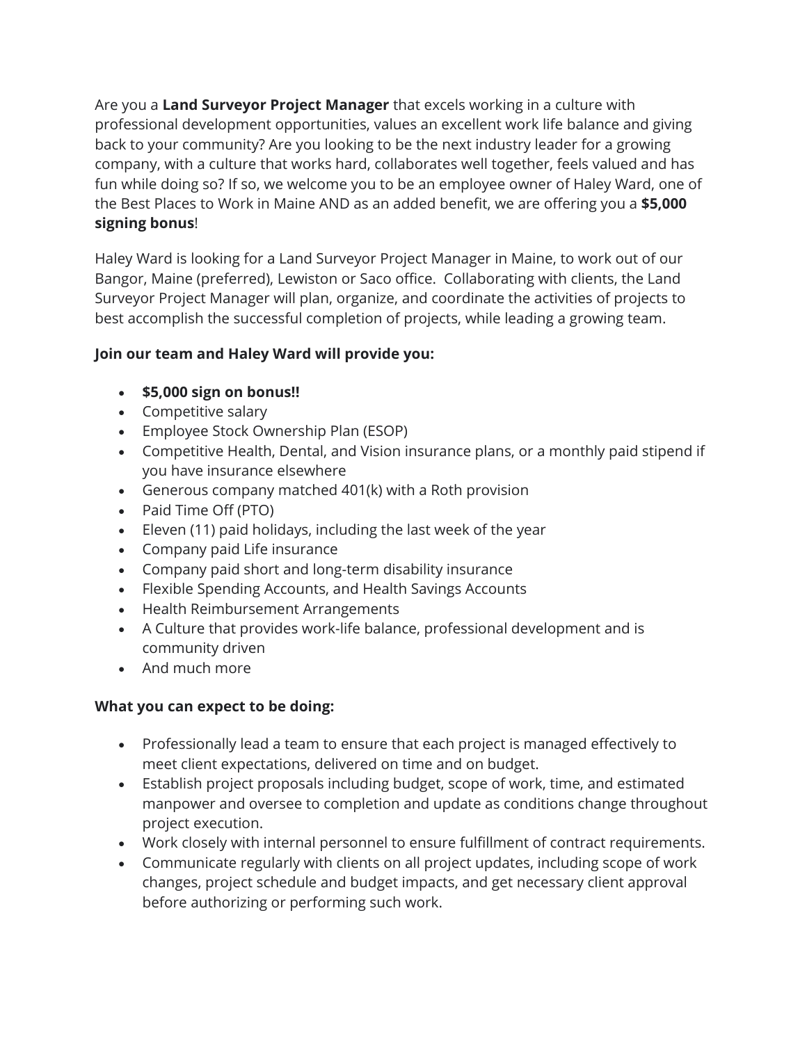Are you a **Land Surveyor Project Manager** that excels working in a culture with professional development opportunities, values an excellent work life balance and giving back to your community? Are you looking to be the next industry leader for a growing company, with a culture that works hard, collaborates well together, feels valued and has fun while doing so? If so, we welcome you to be an employee owner of Haley Ward, one of the Best Places to Work in Maine AND as an added benefit, we are offering you a **$5,000 signing bonus**!

Haley Ward is looking for a Land Surveyor Project Manager in Maine, to work out of our Bangor, Maine (preferred), Lewiston or Saco office. Collaborating with clients, the Land Surveyor Project Manager will plan, organize, and coordinate the activities of projects to best accomplish the successful completion of projects, while leading a growing team.

**Join our team and Haley Ward will provide you:**

- **$5,000 sign on bonus!!**
- Competitive salary
- Employee Stock Ownership Plan (ESOP)
- Competitive Health, Dental, and Vision insurance plans, or a monthly paid stipend if you have insurance elsewhere
- Generous company matched 401(k) with a Roth provision
- Paid Time Off (PTO)
- Eleven (11) paid holidays, including the last week of the year
- Company paid Life insurance
- Company paid short and long-term disability insurance
- Flexible Spending Accounts, and Health Savings Accounts
- Health Reimbursement Arrangements
- A Culture that provides work-life balance, professional development and is community driven
- And much more

**What you can expect to be doing:**

- Professionally lead a team to ensure that each project is managed effectively to meet client expectations, delivered on time and on budget.
- Establish project proposals including budget, scope of work, time, and estimated manpower and oversee to completion and update as conditions change throughout project execution.
- Work closely with internal personnel to ensure fulfillment of contract requirements.
- Communicate regularly with clients on all project updates, including scope of work changes, project schedule and budget impacts, and get necessary client approval before authorizing or performing such work.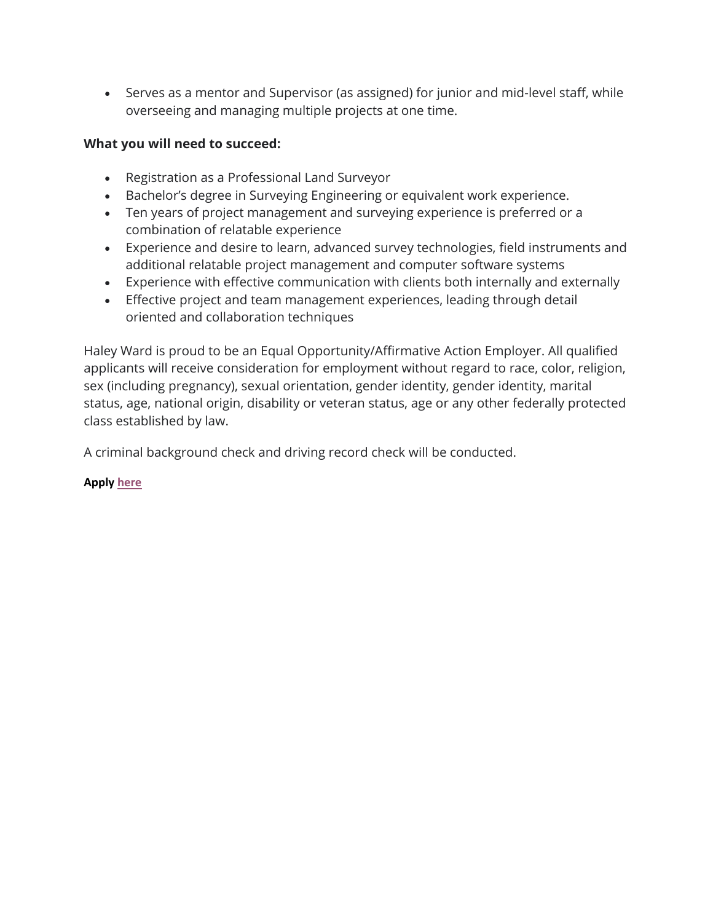- Serves as a mentor and Supervisor (as assigned) for junior and mid-level staff, while overseeing and managing multiple projects at one time.

**What you will need to succeed:**

- Registration as a Professional Land Surveyor
- Bachelor's degree in Surveying Engineering or equivalent work experience.
- Ten years of project management and surveying experience is preferred or a combination of relatable experience
- Experience and desire to learn, advanced survey technologies, field instruments and additional relatable project management and computer software systems
- Experience with effective communication with clients both internally and externally
- Effective project and team management experiences, leading through detail oriented and collaboration techniques

Haley Ward is proud to be an Equal Opportunity/Affirmative Action Employer. All qualified applicants will receive consideration for employment without regard to race, color, religion, sex (including pregnancy), sexual orientation, gender identity, gender identity, marital status, age, national origin, disability or veteran status, age or any other federally protected class established by law.

A criminal background check and driving record check will be conducted.

**Apply here**